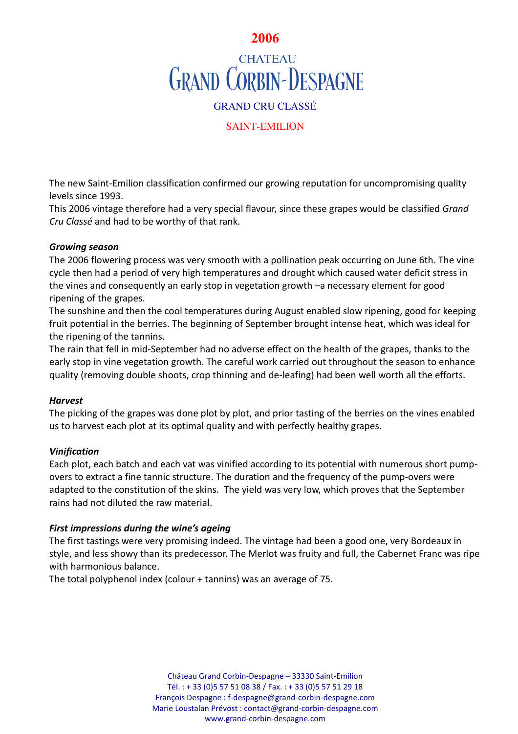# 2006

## CHATEAU GRAND CORBIN-DESPAGNE

GRAND CRU CLASSÉ

SAINT-EMILION

The new Saint-Emilion classification confirmed our growing reputation for uncompromising quality levels since 1993.
This 2006 vintage therefore had a very special flavour, since these grapes would be classified *Grand Cru Classé* and had to be worthy of that rank.

***Growing season***

The 2006 flowering process was very smooth with a pollination peak occurring on June 6th. The vine cycle then had a period of very high temperatures and drought which caused water deficit stress in the vines and consequently an early stop in vegetation growth –a necessary element for good ripening of the grapes.
The sunshine and then the cool temperatures during August enabled slow ripening, good for keeping fruit potential in the berries. The beginning of September brought intense heat, which was ideal for the ripening of the tannins.
The rain that fell in mid-September had no adverse effect on the health of the grapes, thanks to the early stop in vine vegetation growth. The careful work carried out throughout the season to enhance quality (removing double shoots, crop thinning and de-leafing) had been well worth all the efforts.

***Harvest***

The picking of the grapes was done plot by plot, and prior tasting of the berries on the vines enabled us to harvest each plot at its optimal quality and with perfectly healthy grapes.

***Vinification***

Each plot, each batch and each vat was vinified according to its potential with numerous short pump-overs to extract a fine tannic structure. The duration and the frequency of the pump-overs were adapted to the constitution of the skins. The yield was very low, which proves that the September rains had not diluted the raw material.

***First impressions during the wine's ageing***

The first tastings were very promising indeed. The vintage had been a good one, very Bordeaux in style, and less showy than its predecessor. The Merlot was fruity and full, the Cabernet Franc was ripe with harmonious balance.
The total polyphenol index (colour + tannins) was an average of 75.

Château Grand Corbin-Despagne – 33330 Saint-Emilion
Tél. : + 33 (0)5 57 51 08 38 / Fax. : + 33 (0)5 57 51 29 18
François Despagne : f-despagne@grand-corbin-despagne.com
Marie Loustalan Prévost : contact@grand-corbin-despagne.com
www.grand-corbin-despagne.com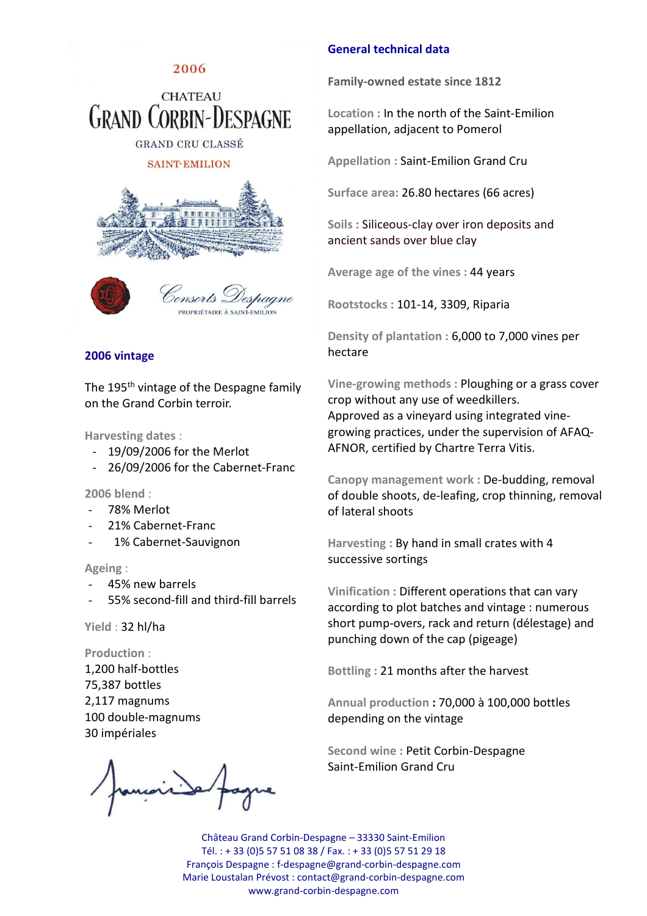2006

CHATEAU

# GRAND CORBIN-DESPAGNE

GRAND CRU CLASSÉ

SAINT-EMILION

Consorts Despagne

PROPRIÉTAIRE À SAINT-EMILION

## 2006 vintage

The 195th vintage of the Despagne family on the Grand Corbin terroir.

Harvesting dates :

- 19/09/2006 for the Merlot
- 26/09/2006 for the Cabernet-Franc

2006 blend :

- 78% Merlot
- 21% Cabernet-Franc
- 1% Cabernet-Sauvignon

Ageing :

- 45% new barrels
- 55% second-fill and third-fill barrels

Yield : 32 hl/ha

Production :

1,200 half-bottles
75,387 bottles
2,117 magnums
100 double-magnums
30 impériales

## General technical data

**Family-owned estate since 1812**

Location : In the north of the Saint-Emilion appellation, adjacent to Pomerol

Appellation : Saint-Emilion Grand Cru

Surface area: 26.80 hectares (66 acres)

Soils : Siliceous-clay over iron deposits and ancient sands over blue clay

Average age of the vines : 44 years

Rootstocks : 101-14, 3309, Riparia

Density of plantation : 6,000 to 7,000 vines per hectare

Vine-growing methods : Ploughing or a grass cover crop without any use of weedkillers.
Approved as a vineyard using integrated vine-growing practices, under the supervision of AFAQ-AFNOR, certified by Chartre Terra Vitis.

Canopy management work : De-budding, removal of double shoots, de-leafing, crop thinning, removal of lateral shoots

Harvesting : By hand in small crates with 4 successive sortings

Vinification : Different operations that can vary according to plot batches and vintage : numerous short pump-overs, rack and return (délestage) and punching down of the cap (pigeage)

Bottling : 21 months after the harvest

Annual production **:** 70,000 à 100,000 bottles depending on the vintage

Second wine : Petit Corbin-Despagne Saint-Emilion Grand Cru

Château Grand Corbin-Despagne – 33330 Saint-Emilion
Tél. : + 33 (0)5 57 51 08 38 / Fax. : + 33 (0)5 57 51 29 18
François Despagne : f-despagne@grand-corbin-despagne.com
Marie Loustalan Prévost : contact@grand-corbin-despagne.com
www.grand-corbin-despagne.com